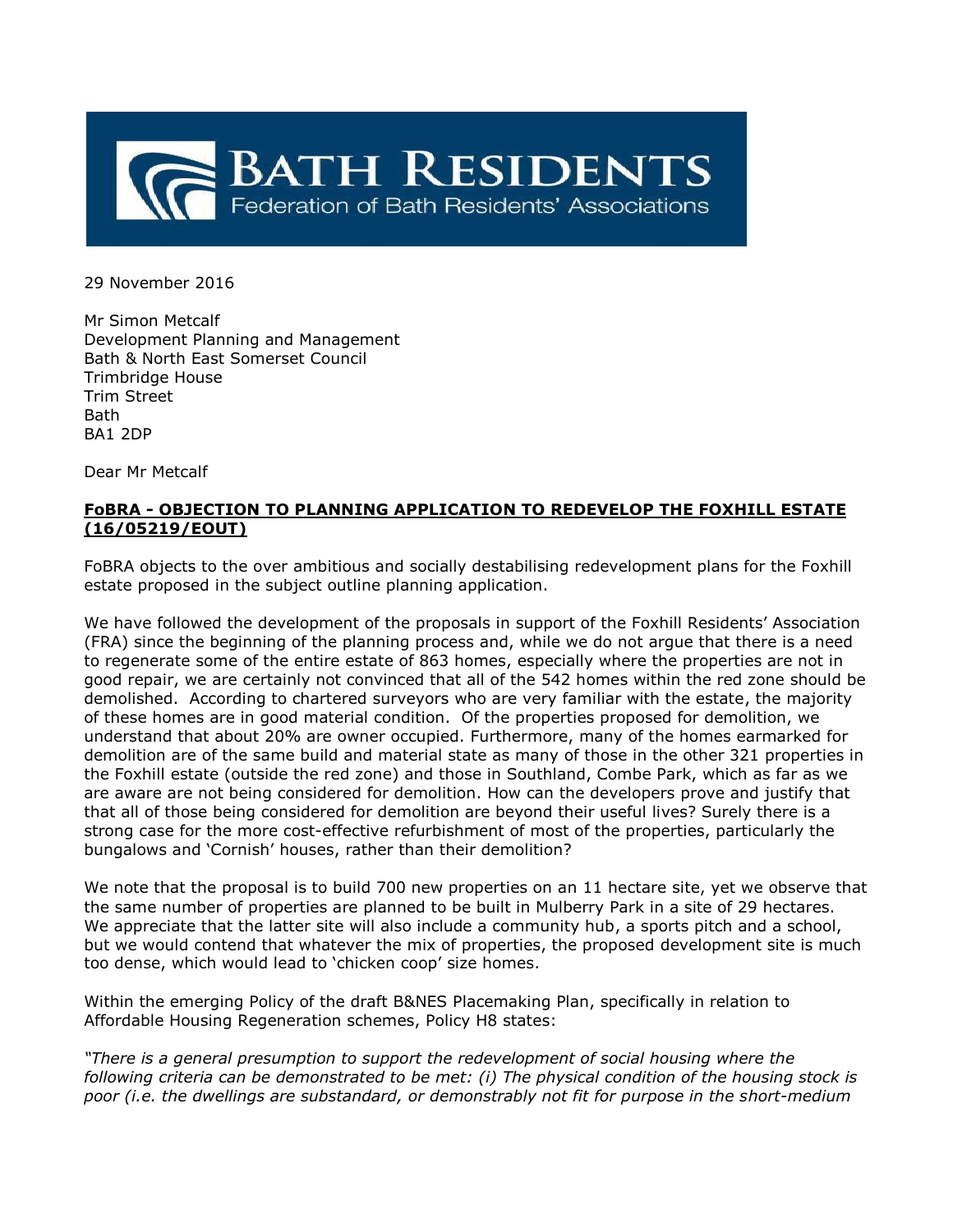BATH RESIDENTS
Federation of Bath Residents' Associations

29 November 2016

Mr Simon Metcalf
Development Planning and Management
Bath & North East Somerset Council
Trimbridge House
Trim Street
Bath
BA1 2DP

Dear Mr Metcalf

**FoBRA - OBJECTION TO PLANNING APPLICATION TO REDEVELOP THE FOXHILL ESTATE (16/05219/EOUT)**

FoBRA objects to the over ambitious and socially destabilising redevelopment plans for the Foxhill estate proposed in the subject outline planning application.

We have followed the development of the proposals in support of the Foxhill Residents' Association (FRA) since the beginning of the planning process and, while we do not argue that there is a need to regenerate some of the entire estate of 863 homes, especially where the properties are not in good repair, we are certainly not convinced that all of the 542 homes within the red zone should be demolished. According to chartered surveyors who are very familiar with the estate, the majority of these homes are in good material condition. Of the properties proposed for demolition, we understand that about 20% are owner occupied. Furthermore, many of the homes earmarked for demolition are of the same build and material state as many of those in the other 321 properties in the Foxhill estate (outside the red zone) and those in Southland, Combe Park, which as far as we are aware are not being considered for demolition. How can the developers prove and justify that that all of those being considered for demolition are beyond their useful lives? Surely there is a strong case for the more cost-effective refurbishment of most of the properties, particularly the bungalows and 'Cornish' houses, rather than their demolition?

We note that the proposal is to build 700 new properties on an 11 hectare site, yet we observe that the same number of properties are planned to be built in Mulberry Park in a site of 29 hectares. We appreciate that the latter site will also include a community hub, a sports pitch and a school, but we would contend that whatever the mix of properties, the proposed development site is much too dense, which would lead to 'chicken coop' size homes.

Within the emerging Policy of the draft B&NES Placemaking Plan, specifically in relation to Affordable Housing Regeneration schemes, Policy H8 states:

*"There is a general presumption to support the redevelopment of social housing where the following criteria can be demonstrated to be met: (i) The physical condition of the housing stock is poor (i.e. the dwellings are substandard, or demonstrably not fit for purpose in the short-medium*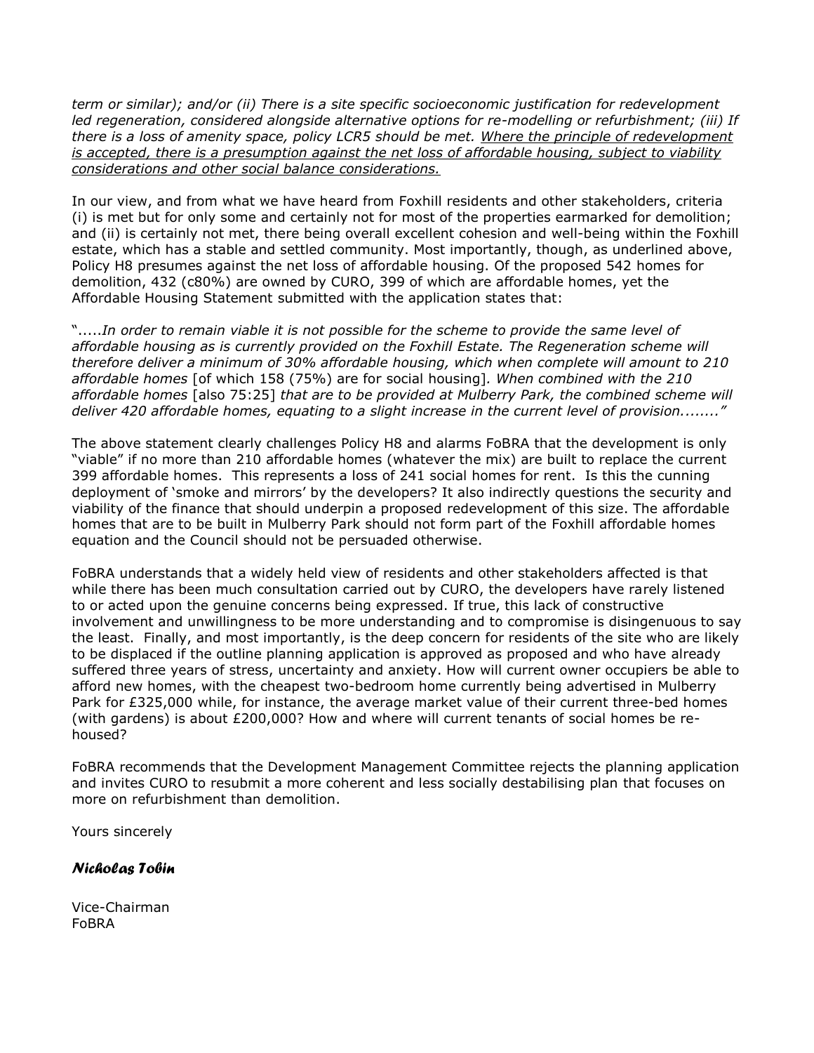*term or similar); and/or (ii) There is a site specific socioeconomic justification for redevelopment led regeneration, considered alongside alternative options for re-modelling or refurbishment; (iii) If there is a loss of amenity space, policy LCR5 should be met. <u>Where the principle of redevelopment is accepted, there is a presumption against the net loss of affordable housing, subject to viability considerations and other social balance considerations.</u>*

In our view, and from what we have heard from Foxhill residents and other stakeholders, criteria (i) is met but for only some and certainly not for most of the properties earmarked for demolition; and (ii) is certainly not met, there being overall excellent cohesion and well-being within the Foxhill estate, which has a stable and settled community. Most importantly, though, as underlined above, Policy H8 presumes against the net loss of affordable housing. Of the proposed 542 homes for demolition, 432 (c80%) are owned by CURO, 399 of which are affordable homes, yet the Affordable Housing Statement submitted with the application states that:

".....*In order to remain viable it is not possible for the scheme to provide the same level of affordable housing as is currently provided on the Foxhill Estate. The Regeneration scheme will therefore deliver a minimum of 30% affordable housing, which when complete will amount to 210 affordable homes* [of which 158 (75%) are for social housing]*. When combined with the 210 affordable homes* [also 75:25] *that are to be provided at Mulberry Park, the combined scheme will deliver 420 affordable homes, equating to a slight increase in the current level of provision........"*

The above statement clearly challenges Policy H8 and alarms FoBRA that the development is only "viable" if no more than 210 affordable homes (whatever the mix) are built to replace the current 399 affordable homes. This represents a loss of 241 social homes for rent. Is this the cunning deployment of 'smoke and mirrors' by the developers? It also indirectly questions the security and viability of the finance that should underpin a proposed redevelopment of this size. The affordable homes that are to be built in Mulberry Park should not form part of the Foxhill affordable homes equation and the Council should not be persuaded otherwise.

FoBRA understands that a widely held view of residents and other stakeholders affected is that while there has been much consultation carried out by CURO, the developers have rarely listened to or acted upon the genuine concerns being expressed. If true, this lack of constructive involvement and unwillingness to be more understanding and to compromise is disingenuous to say the least. Finally, and most importantly, is the deep concern for residents of the site who are likely to be displaced if the outline planning application is approved as proposed and who have already suffered three years of stress, uncertainty and anxiety. How will current owner occupiers be able to afford new homes, with the cheapest two-bedroom home currently being advertised in Mulberry Park for £325,000 while, for instance, the average market value of their current three-bed homes (with gardens) is about £200,000? How and where will current tenants of social homes be re-housed?

FoBRA recommends that the Development Management Committee rejects the planning application and invites CURO to resubmit a more coherent and less socially destabilising plan that focuses on more on refurbishment than demolition.

Yours sincerely

***Nicholas Tobin***

Vice-Chairman
FoBRA